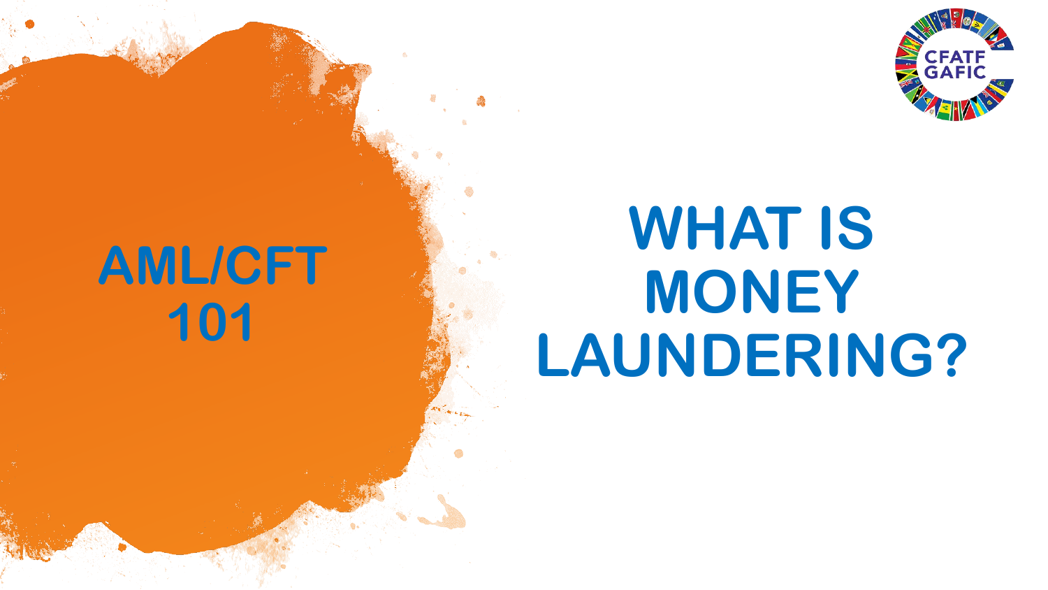# AML/CFT 101

# WHAT IS MONEY LAUNDERING?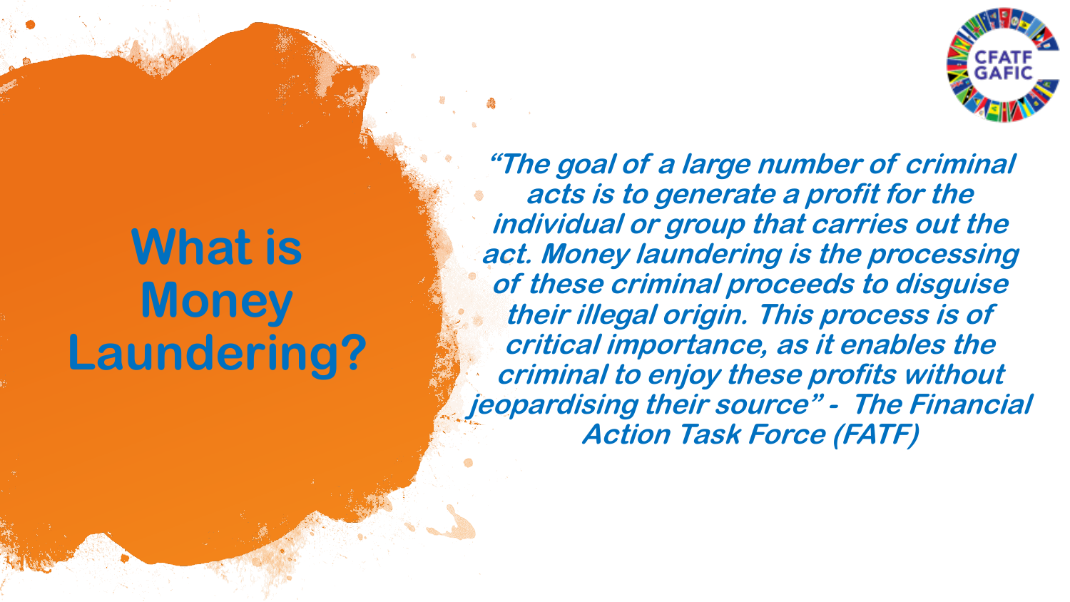# What is Money Laundering?

***"The goal of a large number of criminal acts is to generate a profit for the individual or group that carries out the act. Money laundering is the processing of these criminal proceeds to disguise their illegal origin. This process is of critical importance, as it enables the criminal to enjoy these profits without jeopardising their source" - The Financial Action Task Force (FATF)***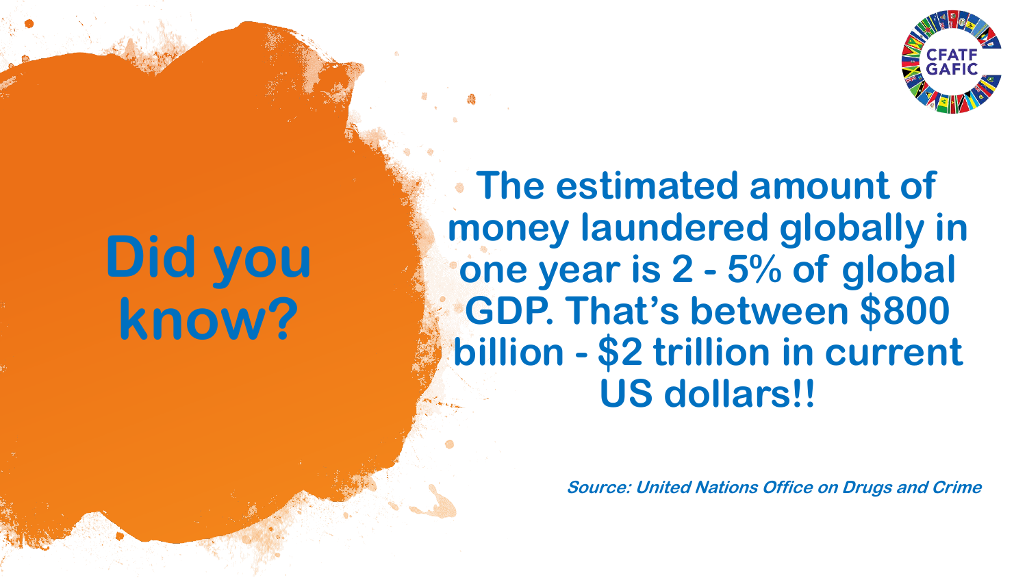# Did you know?

**The estimated amount of money laundered globally in one year is 2 - 5% of global GDP. That's between $800 billion - $2 trillion in current US dollars!!**

***Source: United Nations Office on Drugs and Crime***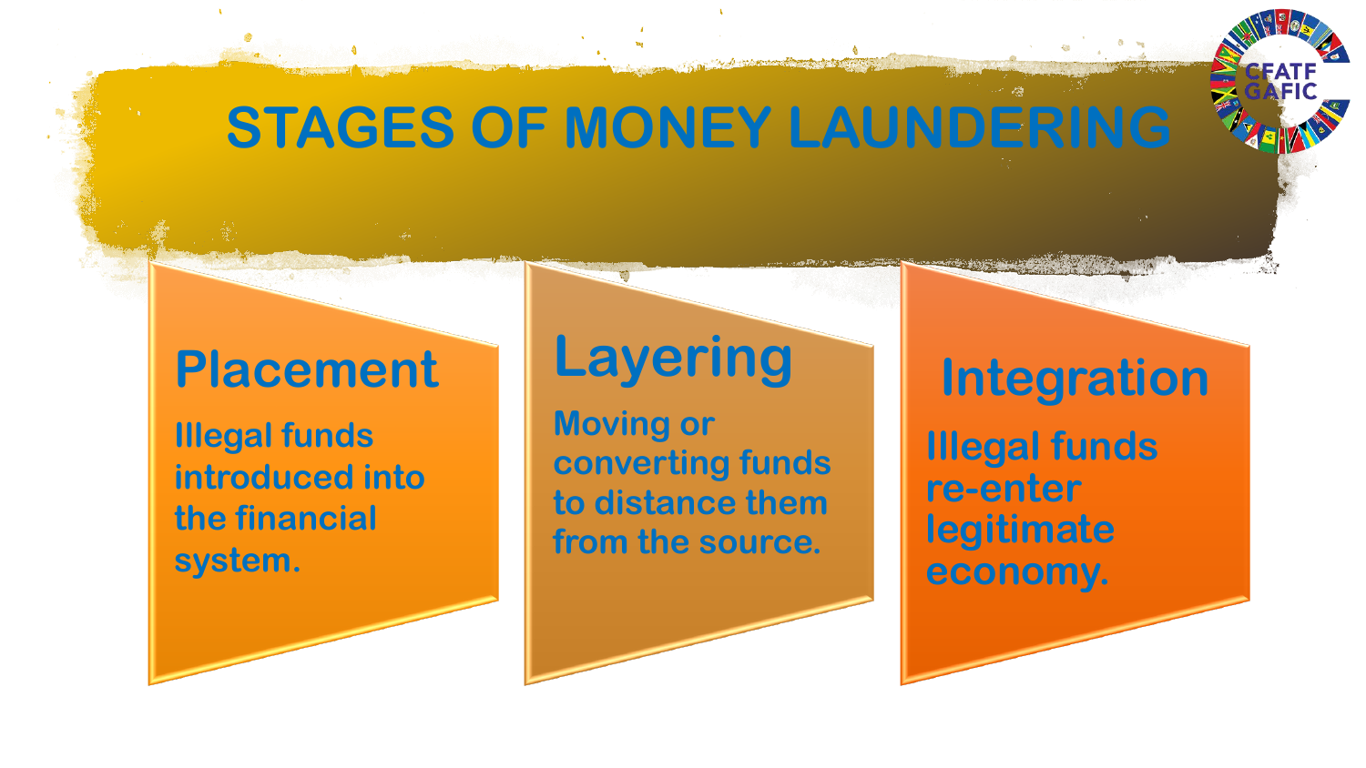# STAGES OF MONEY LAUNDERING

## Placement

Illegal funds introduced into the financial system.

## Layering

Moving or converting funds to distance them from the source.

## Integration

Illegal funds re-enter legitimate economy.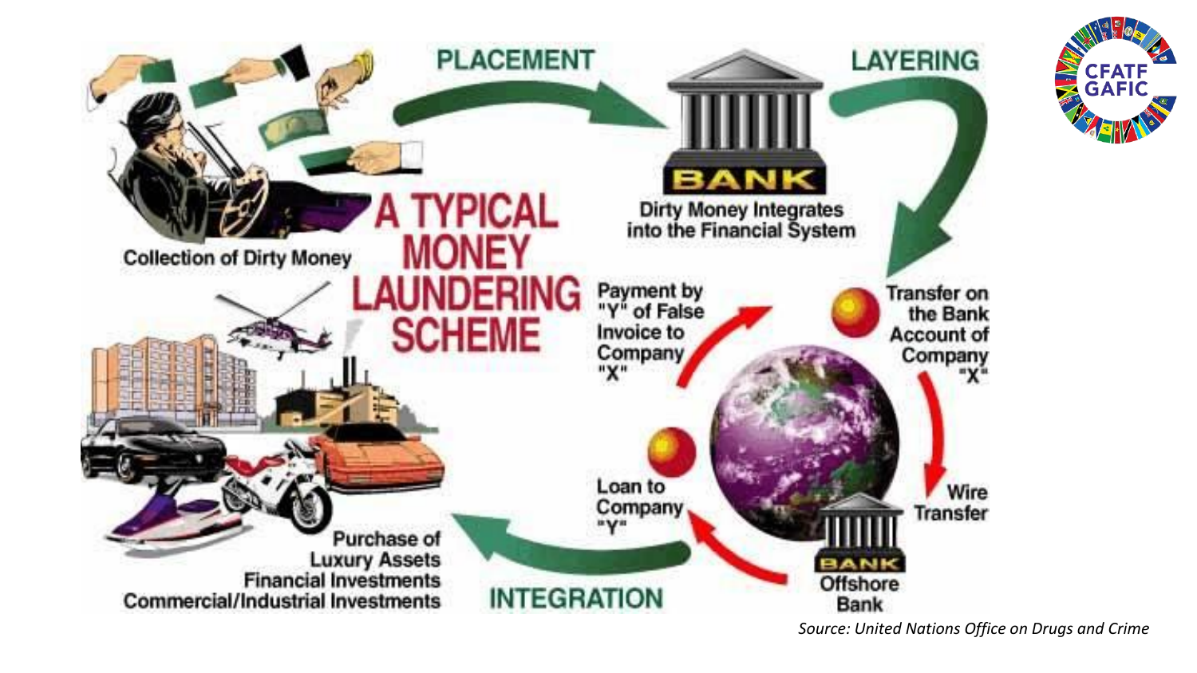# A TYPICAL MONEY LAUNDERING SCHEME

**PLACEMENT**

Collection of Dirty Money

BANK

Dirty Money Integrates into the Financial System

**LAYERING**

Transfer on the Bank Account of Company "X"

Wire Transfer

Offshore Bank

Loan to Company "Y"

Payment by "Y" of False Invoice to Company "X"

**INTEGRATION**

Purchase of Luxury Assets
Financial Investments
Commercial/Industrial Investments

*Source: United Nations Office on Drugs and Crime*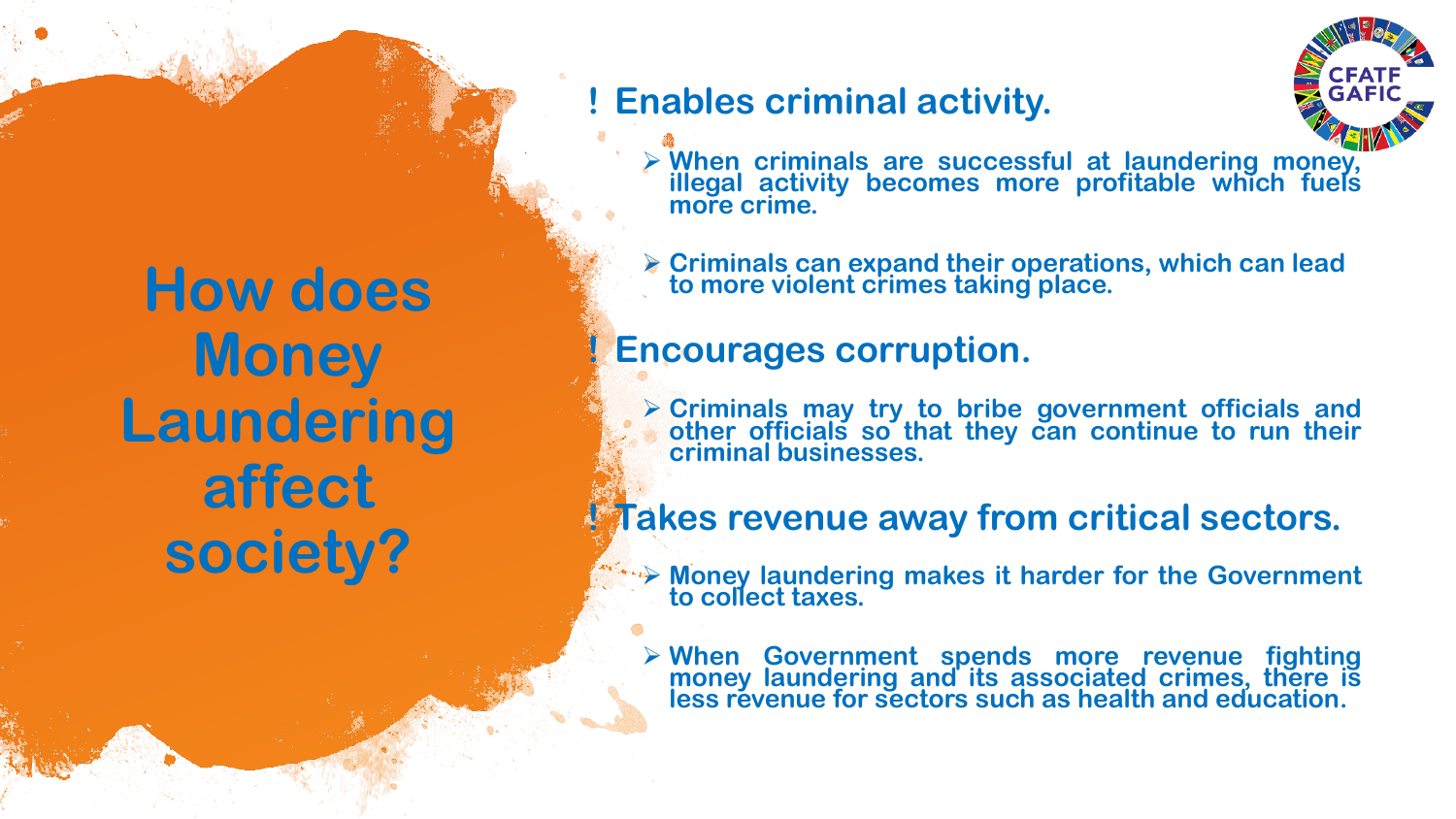# How does Money Laundering affect society?

## Enables criminal activity.

- When criminals are successful at laundering money, illegal activity becomes more profitable which fuels more crime.
- Criminals can expand their operations, which can lead to more violent crimes taking place.

## Encourages corruption.

- Criminals may try to bribe government officials and other officials so that they can continue to run their criminal businesses.

## Takes revenue away from critical sectors.

- Money laundering makes it harder for the Government to collect taxes.
- When Government spends more revenue fighting money laundering and its associated crimes, there is less revenue for sectors such as health and education.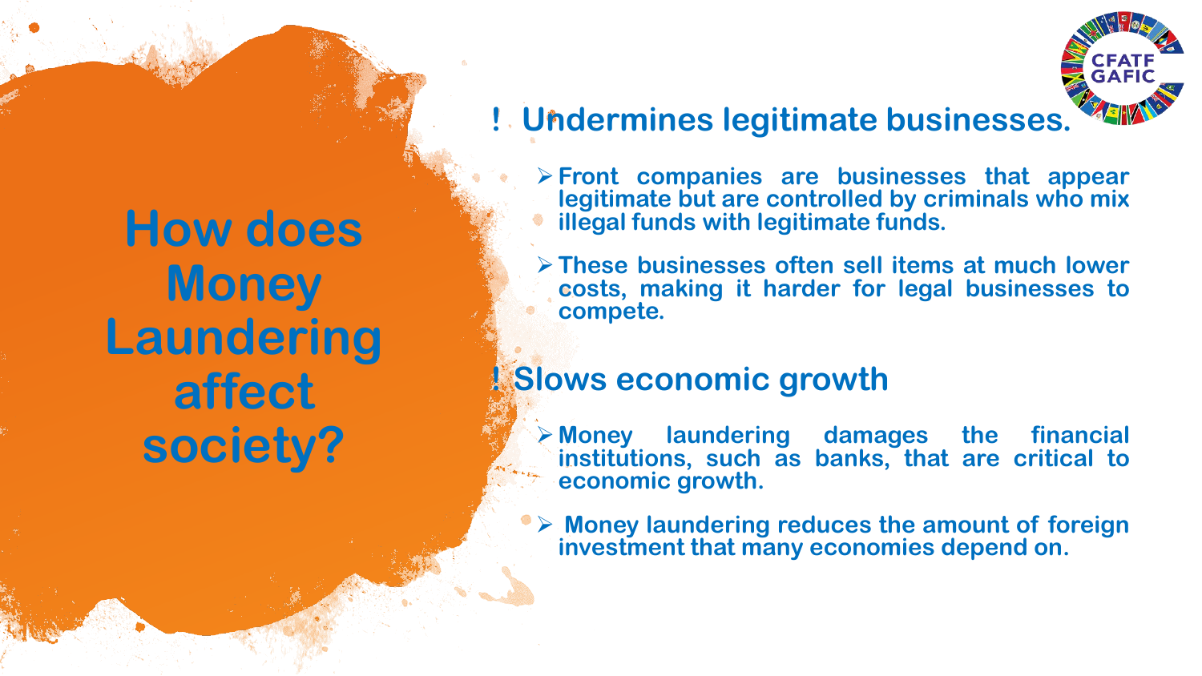# How does Money Laundering affect society?

## ! Undermines legitimate businesses.

- Front companies are businesses that appear legitimate but are controlled by criminals who mix illegal funds with legitimate funds.
- These businesses often sell items at much lower costs, making it harder for legal businesses to compete.

## ! Slows economic growth

- Money laundering damages the financial institutions, such as banks, that are critical to economic growth.
- Money laundering reduces the amount of foreign investment that many economies depend on.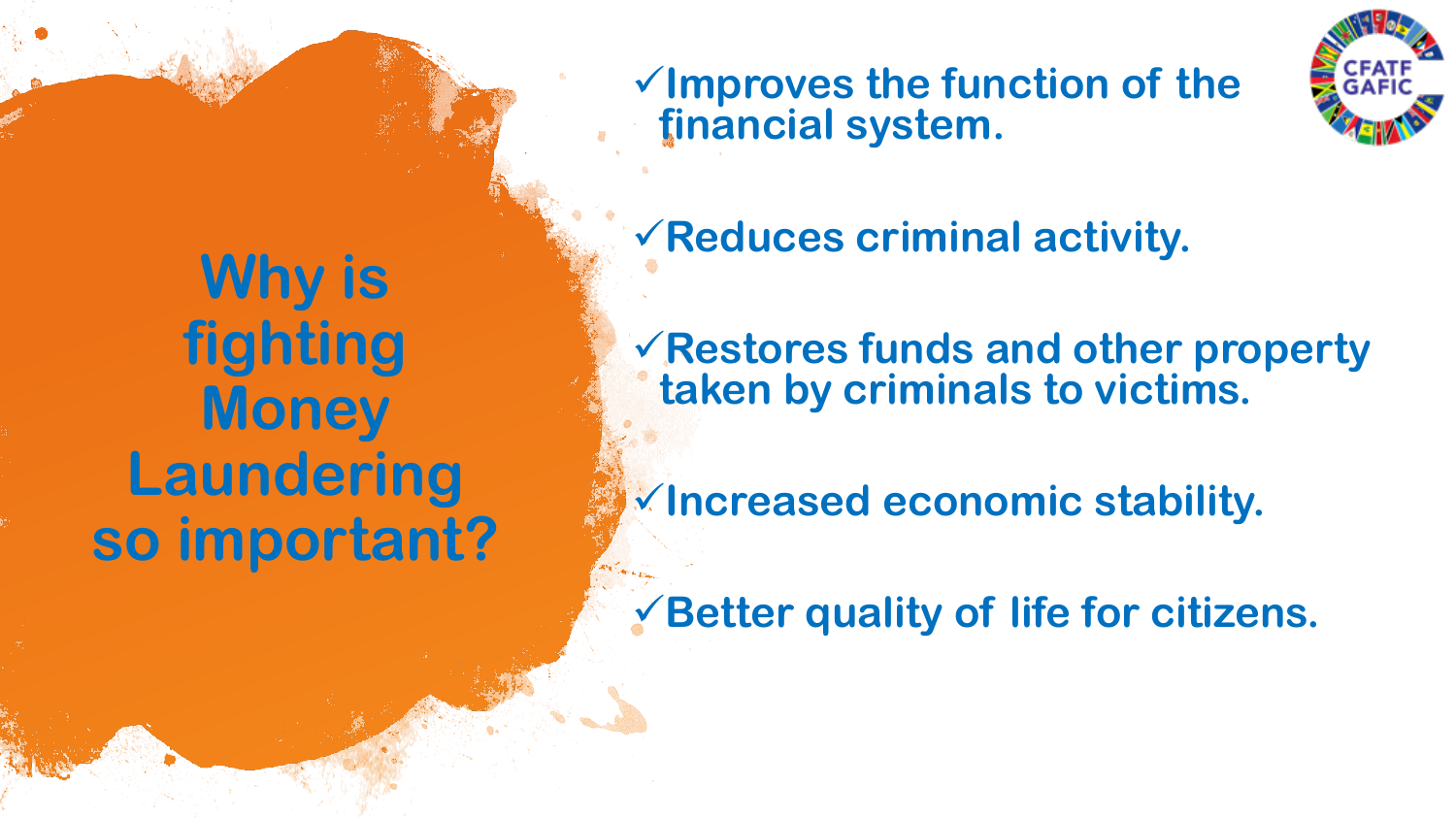# Why is fighting Money Laundering so important?

- ✓ Improves the function of the financial system.
- ✓ Reduces criminal activity.
- ✓ Restores funds and other property taken by criminals to victims.
- ✓ Increased economic stability.
- ✓ Better quality of life for citizens.